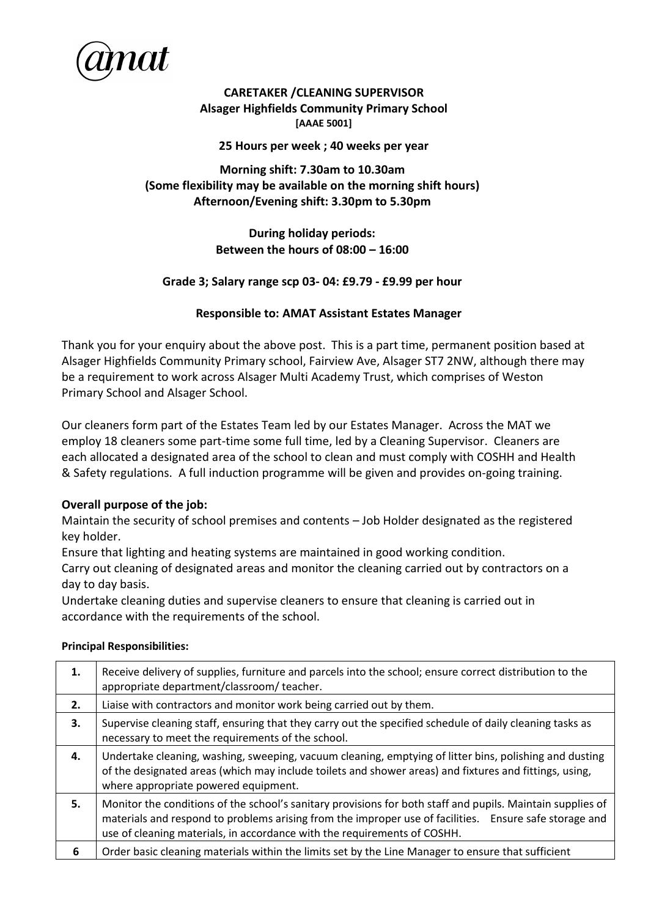@mat

**CARETAKER /CLEANING SUPERVISOR**
**Alsager Highfields Community Primary School**
**[AAAE 5001]**

**25 Hours per week ; 40 weeks per year**

**Morning shift: 7.30am to 10.30am**
**(Some flexibility may be available on the morning shift hours)**
**Afternoon/Evening shift: 3.30pm to 5.30pm**

**During holiday periods:**
**Between the hours of 08:00 – 16:00**

**Grade 3; Salary range scp 03- 04: £9.79 - £9.99 per hour**

**Responsible to: AMAT Assistant Estates Manager**

Thank you for your enquiry about the above post. This is a part time, permanent position based at Alsager Highfields Community Primary school, Fairview Ave, Alsager ST7 2NW, although there may be a requirement to work across Alsager Multi Academy Trust, which comprises of Weston Primary School and Alsager School.

Our cleaners form part of the Estates Team led by our Estates Manager. Across the MAT we employ 18 cleaners some part-time some full time, led by a Cleaning Supervisor. Cleaners are each allocated a designated area of the school to clean and must comply with COSHH and Health & Safety regulations. A full induction programme will be given and provides on-going training.

**Overall purpose of the job:**

Maintain the security of school premises and contents – Job Holder designated as the registered key holder.
Ensure that lighting and heating systems are maintained in good working condition.
Carry out cleaning of designated areas and monitor the cleaning carried out by contractors on a day to day basis.
Undertake cleaning duties and supervise cleaners to ensure that cleaning is carried out in accordance with the requirements of the school.

**Principal Responsibilities:**

| | |
|---|---|
| **1.** | Receive delivery of supplies, furniture and parcels into the school; ensure correct distribution to the appropriate department/classroom/ teacher. |
| **2.** | Liaise with contractors and monitor work being carried out by them. |
| **3.** | Supervise cleaning staff, ensuring that they carry out the specified schedule of daily cleaning tasks as necessary to meet the requirements of the school. |
| **4.** | Undertake cleaning, washing, sweeping, vacuum cleaning, emptying of litter bins, polishing and dusting of the designated areas (which may include toilets and shower areas) and fixtures and fittings, using, where appropriate powered equipment. |
| **5.** | Monitor the conditions of the school's sanitary provisions for both staff and pupils. Maintain supplies of materials and respond to problems arising from the improper use of facilities. Ensure safe storage and use of cleaning materials, in accordance with the requirements of COSHH. |
| **6** | Order basic cleaning materials within the limits set by the Line Manager to ensure that sufficient |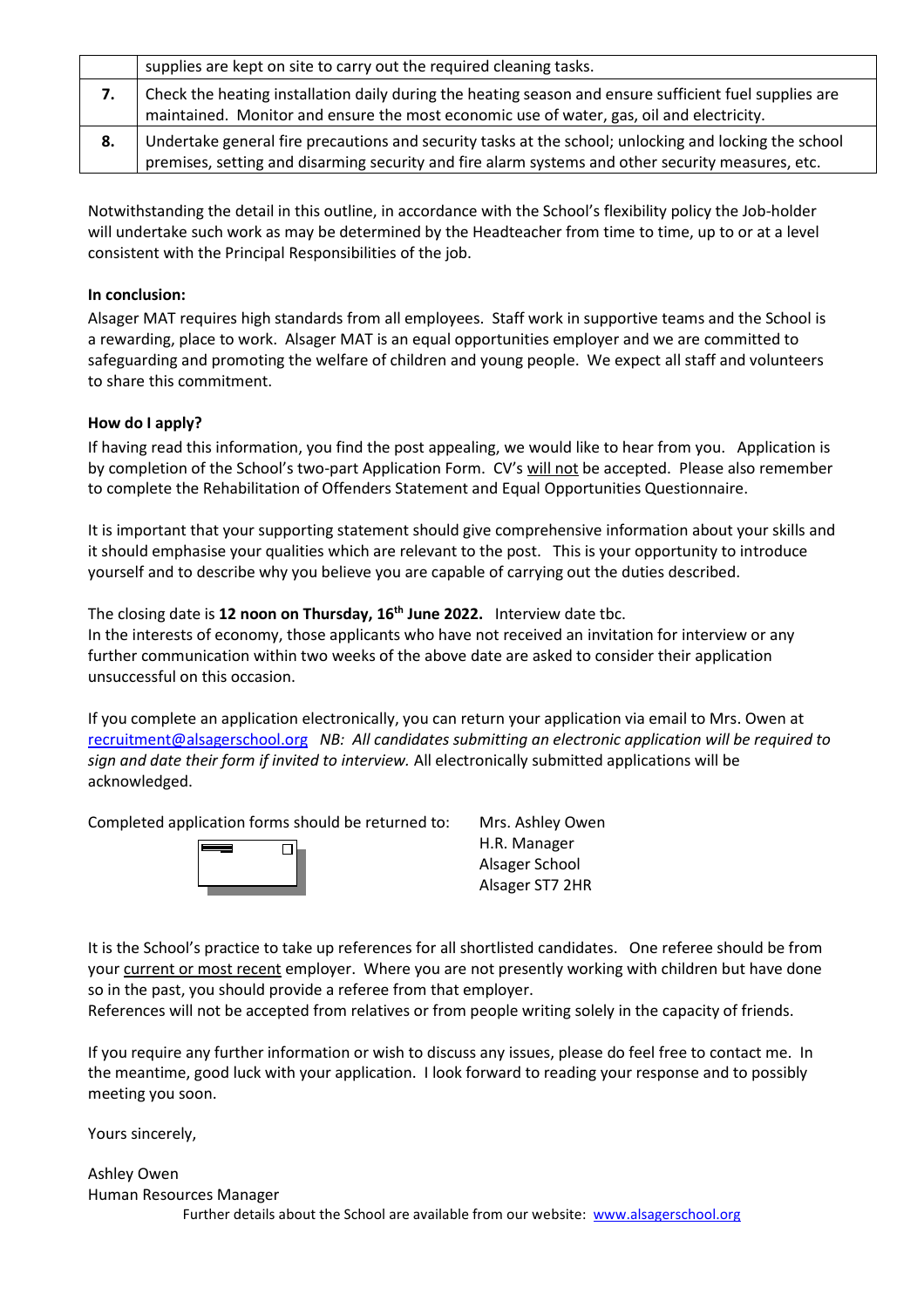| | |
|---|---|
| | supplies are kept on site to carry out the required cleaning tasks. |
| **7.** | Check the heating installation daily during the heating season and ensure sufficient fuel supplies are maintained. Monitor and ensure the most economic use of water, gas, oil and electricity. |
| **8.** | Undertake general fire precautions and security tasks at the school; unlocking and locking the school premises, setting and disarming security and fire alarm systems and other security measures, etc. |

Notwithstanding the detail in this outline, in accordance with the School's flexibility policy the Job-holder will undertake such work as may be determined by the Headteacher from time to time, up to or at a level consistent with the Principal Responsibilities of the job.

**In conclusion:**

Alsager MAT requires high standards from all employees. Staff work in supportive teams and the School is a rewarding, place to work. Alsager MAT is an equal opportunities employer and we are committed to safeguarding and promoting the welfare of children and young people. We expect all staff and volunteers to share this commitment.

**How do I apply?**

If having read this information, you find the post appealing, we would like to hear from you. Application is by completion of the School's two-part Application Form. CV's <u>will not</u> be accepted. Please also remember to complete the Rehabilitation of Offenders Statement and Equal Opportunities Questionnaire.

It is important that your supporting statement should give comprehensive information about your skills and it should emphasise your qualities which are relevant to the post. This is your opportunity to introduce yourself and to describe why you believe you are capable of carrying out the duties described.

The closing date is **12 noon on Thursday, 16th June 2022.** Interview date tbc.
In the interests of economy, those applicants who have not received an invitation for interview or any further communication within two weeks of the above date are asked to consider their application unsuccessful on this occasion.

If you complete an application electronically, you can return your application via email to Mrs. Owen at recruitment@alsagerschool.org *NB: All candidates submitting an electronic application will be required to sign and date their form if invited to interview.* All electronically submitted applications will be acknowledged.

Completed application forms should be returned to:

Mrs. Ashley Owen
H.R. Manager
Alsager School
Alsager ST7 2HR

It is the School's practice to take up references for all shortlisted candidates. One referee should be from your <u>current or most recent</u> employer. Where you are not presently working with children but have done so in the past, you should provide a referee from that employer.
References will not be accepted from relatives or from people writing solely in the capacity of friends.

If you require any further information or wish to discuss any issues, please do feel free to contact me. In the meantime, good luck with your application. I look forward to reading your response and to possibly meeting you soon.

Yours sincerely,

Ashley Owen
Human Resources Manager

Further details about the School are available from our website: www.alsagerschool.org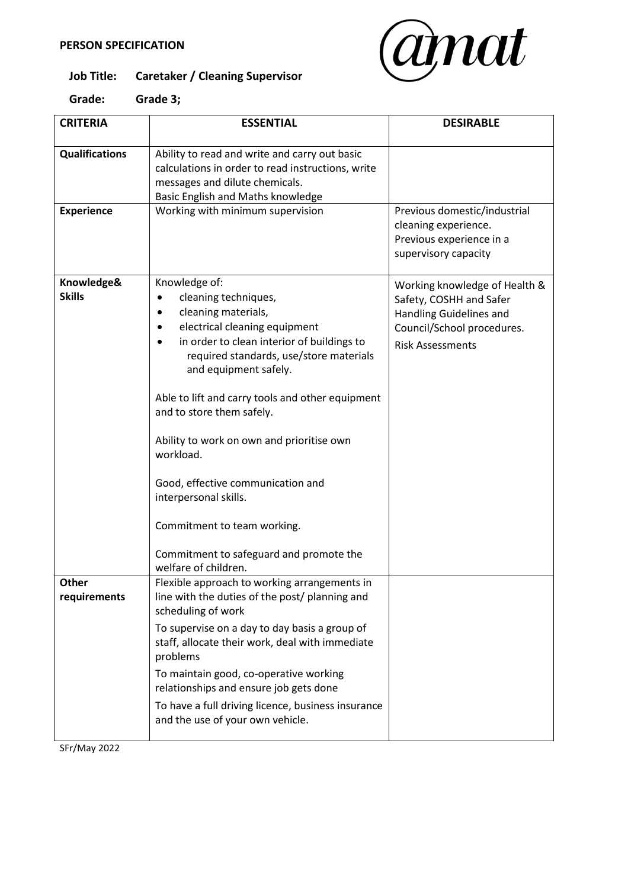**PERSON SPECIFICATION**

**Job Title: Caretaker / Cleaning Supervisor**

**Grade: Grade 3;**

| CRITERIA | ESSENTIAL | DESIRABLE |
|---|---|---|
| **Qualifications** | Ability to read and write and carry out basic calculations in order to read instructions, write messages and dilute chemicals.<br>Basic English and Maths knowledge | |
| **Experience** | Working with minimum supervision | Previous domestic/industrial cleaning experience.<br>Previous experience in a supervisory capacity |
| **Knowledge& Skills** | Knowledge of:<br>• cleaning techniques,<br>• cleaning materials,<br>• electrical cleaning equipment<br>• in order to clean interior of buildings to required standards, use/store materials and equipment safely.<br><br>Able to lift and carry tools and other equipment and to store them safely.<br><br>Ability to work on own and prioritise own workload.<br><br>Good, effective communication and interpersonal skills.<br><br>Commitment to team working.<br><br>Commitment to safeguard and promote the welfare of children. | Working knowledge of Health & Safety, COSHH and Safer Handling Guidelines and Council/School procedures.<br>Risk Assessments |
| **Other requirements** | Flexible approach to working arrangements in line with the duties of the post/ planning and scheduling of work<br>To supervise on a day to day basis a group of staff, allocate their work, deal with immediate problems<br>To maintain good, co-operative working relationships and ensure job gets done<br>To have a full driving licence, business insurance and the use of your own vehicle. | |

SFr/May 2022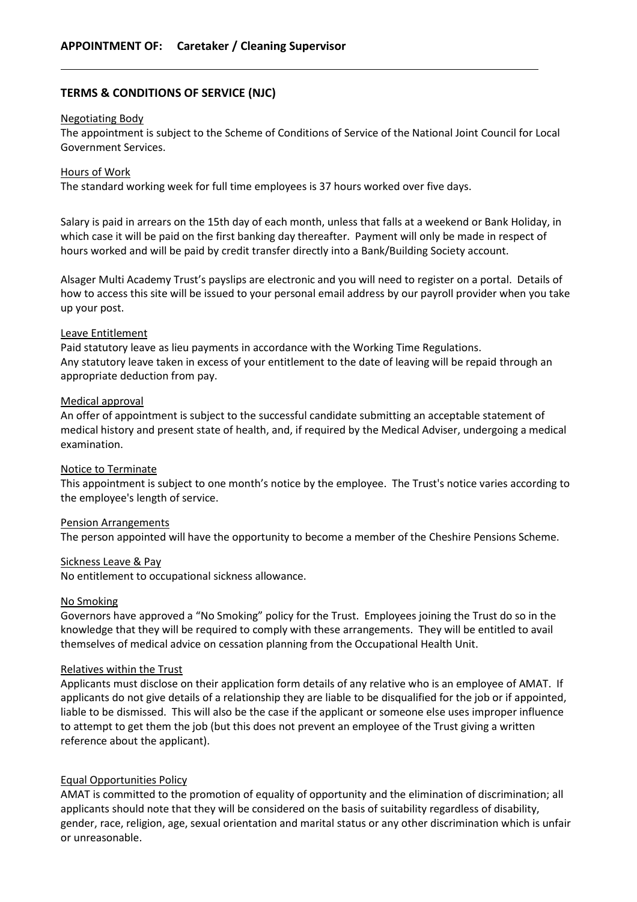## APPOINTMENT OF: Caretaker / Cleaning Supervisor

---

### TERMS & CONDITIONS OF SERVICE (NJC)

Negotiating Body

The appointment is subject to the Scheme of Conditions of Service of the National Joint Council for Local Government Services.

Hours of Work

The standard working week for full time employees is 37 hours worked over five days.

Salary is paid in arrears on the 15th day of each month, unless that falls at a weekend or Bank Holiday, in which case it will be paid on the first banking day thereafter. Payment will only be made in respect of hours worked and will be paid by credit transfer directly into a Bank/Building Society account.

Alsager Multi Academy Trust's payslips are electronic and you will need to register on a portal. Details of how to access this site will be issued to your personal email address by our payroll provider when you take up your post.

Leave Entitlement

Paid statutory leave as lieu payments in accordance with the Working Time Regulations.
Any statutory leave taken in excess of your entitlement to the date of leaving will be repaid through an appropriate deduction from pay.

Medical approval

An offer of appointment is subject to the successful candidate submitting an acceptable statement of medical history and present state of health, and, if required by the Medical Adviser, undergoing a medical examination.

Notice to Terminate

This appointment is subject to one month's notice by the employee. The Trust's notice varies according to the employee's length of service.

Pension Arrangements

The person appointed will have the opportunity to become a member of the Cheshire Pensions Scheme.

Sickness Leave & Pay

No entitlement to occupational sickness allowance.

No Smoking

Governors have approved a "No Smoking" policy for the Trust. Employees joining the Trust do so in the knowledge that they will be required to comply with these arrangements. They will be entitled to avail themselves of medical advice on cessation planning from the Occupational Health Unit.

Relatives within the Trust

Applicants must disclose on their application form details of any relative who is an employee of AMAT. If applicants do not give details of a relationship they are liable to be disqualified for the job or if appointed, liable to be dismissed. This will also be the case if the applicant or someone else uses improper influence to attempt to get them the job (but this does not prevent an employee of the Trust giving a written reference about the applicant).

Equal Opportunities Policy

AMAT is committed to the promotion of equality of opportunity and the elimination of discrimination; all applicants should note that they will be considered on the basis of suitability regardless of disability, gender, race, religion, age, sexual orientation and marital status or any other discrimination which is unfair or unreasonable.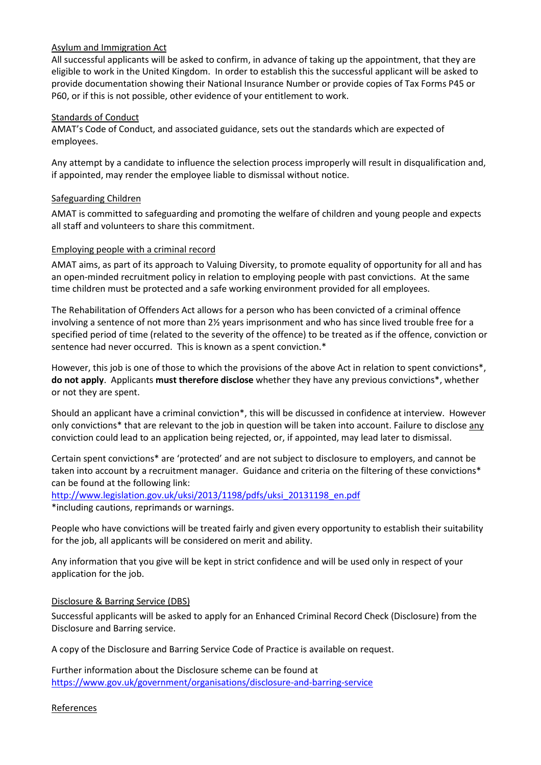## Asylum and Immigration Act

All successful applicants will be asked to confirm, in advance of taking up the appointment, that they are eligible to work in the United Kingdom. In order to establish this the successful applicant will be asked to provide documentation showing their National Insurance Number or provide copies of Tax Forms P45 or P60, or if this is not possible, other evidence of your entitlement to work.

## Standards of Conduct

AMAT's Code of Conduct, and associated guidance, sets out the standards which are expected of employees.

Any attempt by a candidate to influence the selection process improperly will result in disqualification and, if appointed, may render the employee liable to dismissal without notice.

## Safeguarding Children

AMAT is committed to safeguarding and promoting the welfare of children and young people and expects all staff and volunteers to share this commitment.

## Employing people with a criminal record

AMAT aims, as part of its approach to Valuing Diversity, to promote equality of opportunity for all and has an open-minded recruitment policy in relation to employing people with past convictions. At the same time children must be protected and a safe working environment provided for all employees.

The Rehabilitation of Offenders Act allows for a person who has been convicted of a criminal offence involving a sentence of not more than 2½ years imprisonment and who has since lived trouble free for a specified period of time (related to the severity of the offence) to be treated as if the offence, conviction or sentence had never occurred. This is known as a spent conviction.*

However, this job is one of those to which the provisions of the above Act in relation to spent convictions*, **do not apply**. Applicants **must therefore disclose** whether they have any previous convictions*, whether or not they are spent.

Should an applicant have a criminal conviction*, this will be discussed in confidence at interview. However only convictions* that are relevant to the job in question will be taken into account. Failure to disclose any conviction could lead to an application being rejected, or, if appointed, may lead later to dismissal.

Certain spent convictions* are 'protected' and are not subject to disclosure to employers, and cannot be taken into account by a recruitment manager. Guidance and criteria on the filtering of these convictions* can be found at the following link:
[http://www.legislation.gov.uk/uksi/2013/1198/pdfs/uksi_20131198_en.pdf](http://www.legislation.gov.uk/uksi/2013/1198/pdfs/uksi_20131198_en.pdf)
*including cautions, reprimands or warnings.

People who have convictions will be treated fairly and given every opportunity to establish their suitability for the job, all applicants will be considered on merit and ability.

Any information that you give will be kept in strict confidence and will be used only in respect of your application for the job.

## Disclosure & Barring Service (DBS)

Successful applicants will be asked to apply for an Enhanced Criminal Record Check (Disclosure) from the Disclosure and Barring service.

A copy of the Disclosure and Barring Service Code of Practice is available on request.

Further information about the Disclosure scheme can be found at
[https://www.gov.uk/government/organisations/disclosure-and-barring-service](https://www.gov.uk/government/organisations/disclosure-and-barring-service)

## References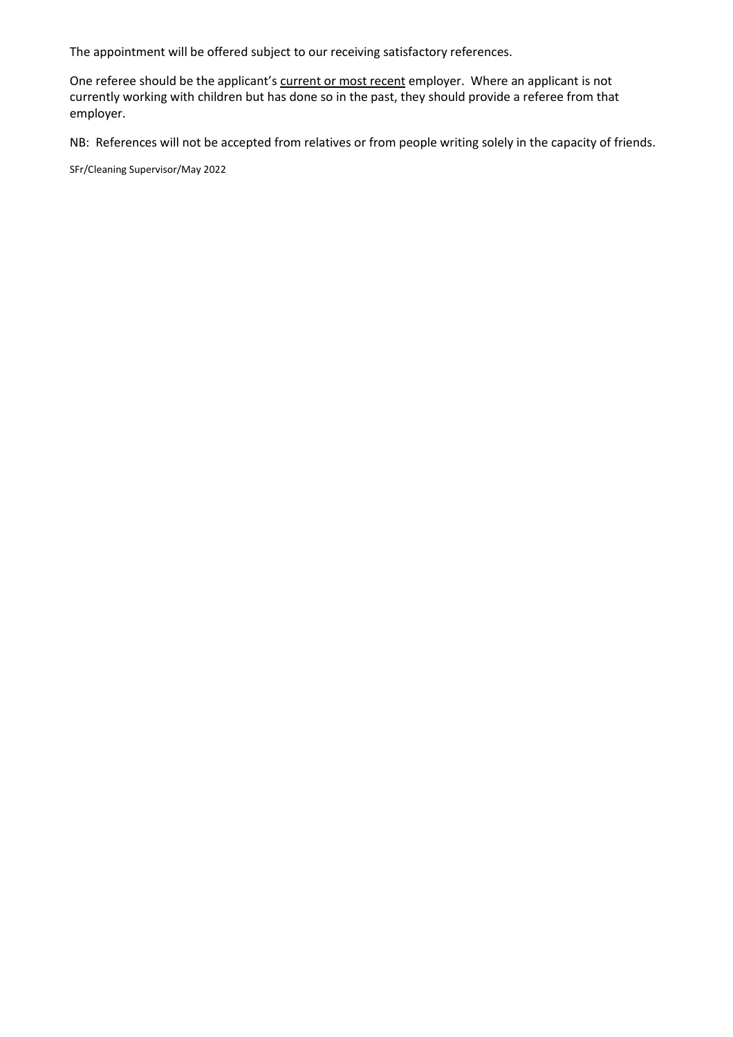The appointment will be offered subject to our receiving satisfactory references.

One referee should be the applicant's <u>current or most recent</u> employer. Where an applicant is not currently working with children but has done so in the past, they should provide a referee from that employer.

NB: References will not be accepted from relatives or from people writing solely in the capacity of friends.

SFr/Cleaning Supervisor/May 2022